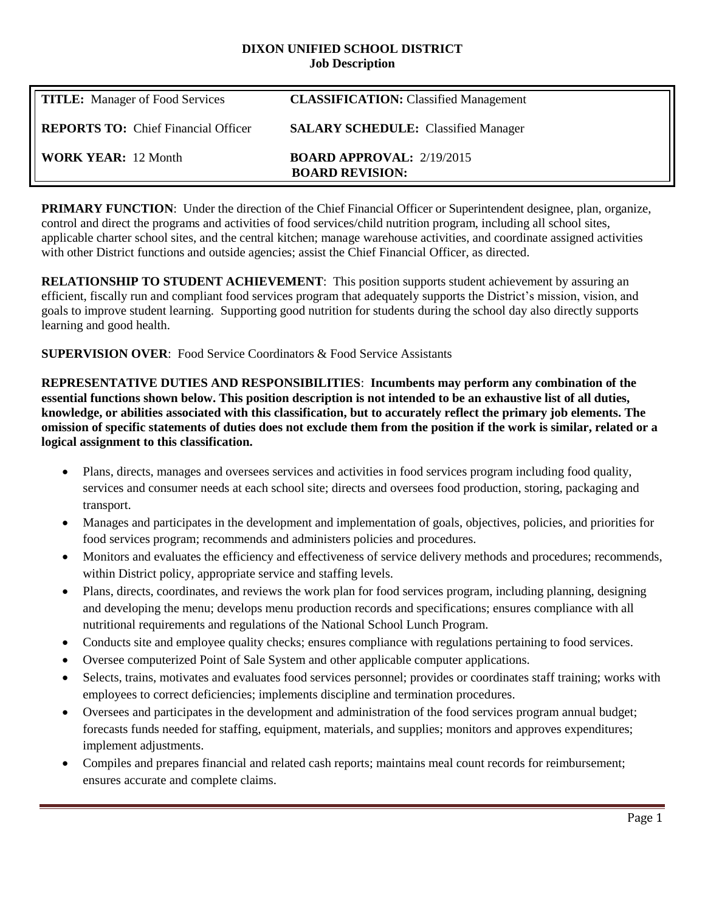**DIXON UNIFIED SCHOOL DISTRICT**
**Job Description**

| | |
|---|---|
| **TITLE:** Manager of Food Services | **CLASSIFICATION:** Classified Management |
| **REPORTS TO:** Chief Financial Officer | **SALARY SCHEDULE:** Classified Manager |
| **WORK YEAR:** 12 Month | **BOARD APPROVAL:** 2/19/2015 <br> **BOARD REVISION:** |

**PRIMARY FUNCTION**: Under the direction of the Chief Financial Officer or Superintendent designee, plan, organize, control and direct the programs and activities of food services/child nutrition program, including all school sites, applicable charter school sites, and the central kitchen; manage warehouse activities, and coordinate assigned activities with other District functions and outside agencies; assist the Chief Financial Officer, as directed.

**RELATIONSHIP TO STUDENT ACHIEVEMENT**: This position supports student achievement by assuring an efficient, fiscally run and compliant food services program that adequately supports the District's mission, vision, and goals to improve student learning. Supporting good nutrition for students during the school day also directly supports learning and good health.

**SUPERVISION OVER**: Food Service Coordinators & Food Service Assistants

**REPRESENTATIVE DUTIES AND RESPONSIBILITIES**: **Incumbents may perform any combination of the essential functions shown below. This position description is not intended to be an exhaustive list of all duties, knowledge, or abilities associated with this classification, but to accurately reflect the primary job elements. The omission of specific statements of duties does not exclude them from the position if the work is similar, related or a logical assignment to this classification.**

- Plans, directs, manages and oversees services and activities in food services program including food quality, services and consumer needs at each school site; directs and oversees food production, storing, packaging and transport.
- Manages and participates in the development and implementation of goals, objectives, policies, and priorities for food services program; recommends and administers policies and procedures.
- Monitors and evaluates the efficiency and effectiveness of service delivery methods and procedures; recommends, within District policy, appropriate service and staffing levels.
- Plans, directs, coordinates, and reviews the work plan for food services program, including planning, designing and developing the menu; develops menu production records and specifications; ensures compliance with all nutritional requirements and regulations of the National School Lunch Program.
- Conducts site and employee quality checks; ensures compliance with regulations pertaining to food services.
- Oversee computerized Point of Sale System and other applicable computer applications.
- Selects, trains, motivates and evaluates food services personnel; provides or coordinates staff training; works with employees to correct deficiencies; implements discipline and termination procedures.
- Oversees and participates in the development and administration of the food services program annual budget; forecasts funds needed for staffing, equipment, materials, and supplies; monitors and approves expenditures; implement adjustments.
- Compiles and prepares financial and related cash reports; maintains meal count records for reimbursement; ensures accurate and complete claims.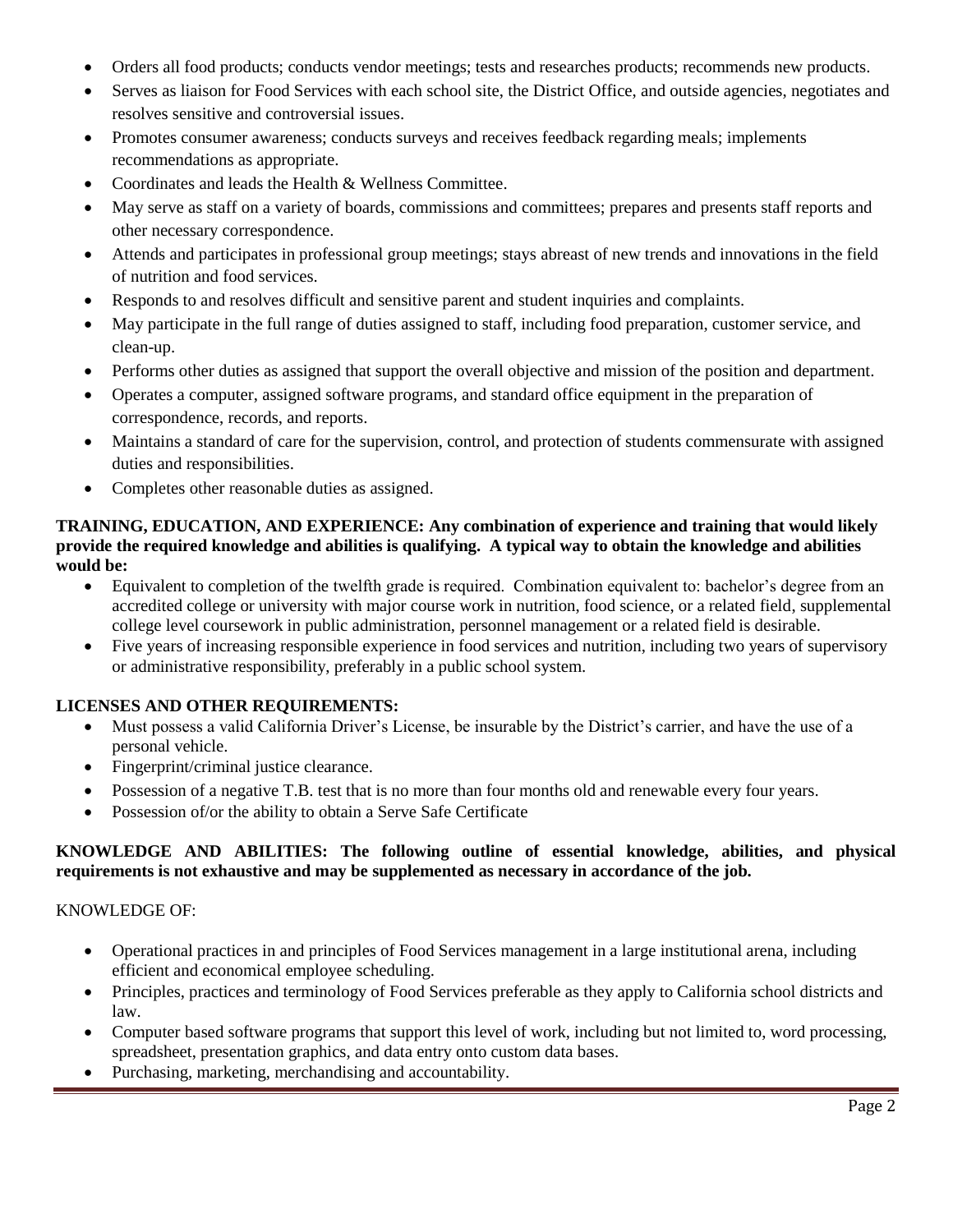- Orders all food products; conducts vendor meetings; tests and researches products; recommends new products.
- Serves as liaison for Food Services with each school site, the District Office, and outside agencies, negotiates and resolves sensitive and controversial issues.
- Promotes consumer awareness; conducts surveys and receives feedback regarding meals; implements recommendations as appropriate.
- Coordinates and leads the Health & Wellness Committee.
- May serve as staff on a variety of boards, commissions and committees; prepares and presents staff reports and other necessary correspondence.
- Attends and participates in professional group meetings; stays abreast of new trends and innovations in the field of nutrition and food services.
- Responds to and resolves difficult and sensitive parent and student inquiries and complaints.
- May participate in the full range of duties assigned to staff, including food preparation, customer service, and clean-up.
- Performs other duties as assigned that support the overall objective and mission of the position and department.
- Operates a computer, assigned software programs, and standard office equipment in the preparation of correspondence, records, and reports.
- Maintains a standard of care for the supervision, control, and protection of students commensurate with assigned duties and responsibilities.
- Completes other reasonable duties as assigned.

**TRAINING, EDUCATION, AND EXPERIENCE: Any combination of experience and training that would likely provide the required knowledge and abilities is qualifying. A typical way to obtain the knowledge and abilities would be:**

- Equivalent to completion of the twelfth grade is required. Combination equivalent to: bachelor's degree from an accredited college or university with major course work in nutrition, food science, or a related field, supplemental college level coursework in public administration, personnel management or a related field is desirable.
- Five years of increasing responsible experience in food services and nutrition, including two years of supervisory or administrative responsibility, preferably in a public school system.

**LICENSES AND OTHER REQUIREMENTS:**

- Must possess a valid California Driver's License, be insurable by the District's carrier, and have the use of a personal vehicle.
- Fingerprint/criminal justice clearance.
- Possession of a negative T.B. test that is no more than four months old and renewable every four years.
- Possession of/or the ability to obtain a Serve Safe Certificate

**KNOWLEDGE AND ABILITIES: The following outline of essential knowledge, abilities, and physical requirements is not exhaustive and may be supplemented as necessary in accordance of the job.**

KNOWLEDGE OF:

- Operational practices in and principles of Food Services management in a large institutional arena, including efficient and economical employee scheduling.
- Principles, practices and terminology of Food Services preferable as they apply to California school districts and law.
- Computer based software programs that support this level of work, including but not limited to, word processing, spreadsheet, presentation graphics, and data entry onto custom data bases.
- Purchasing, marketing, merchandising and accountability.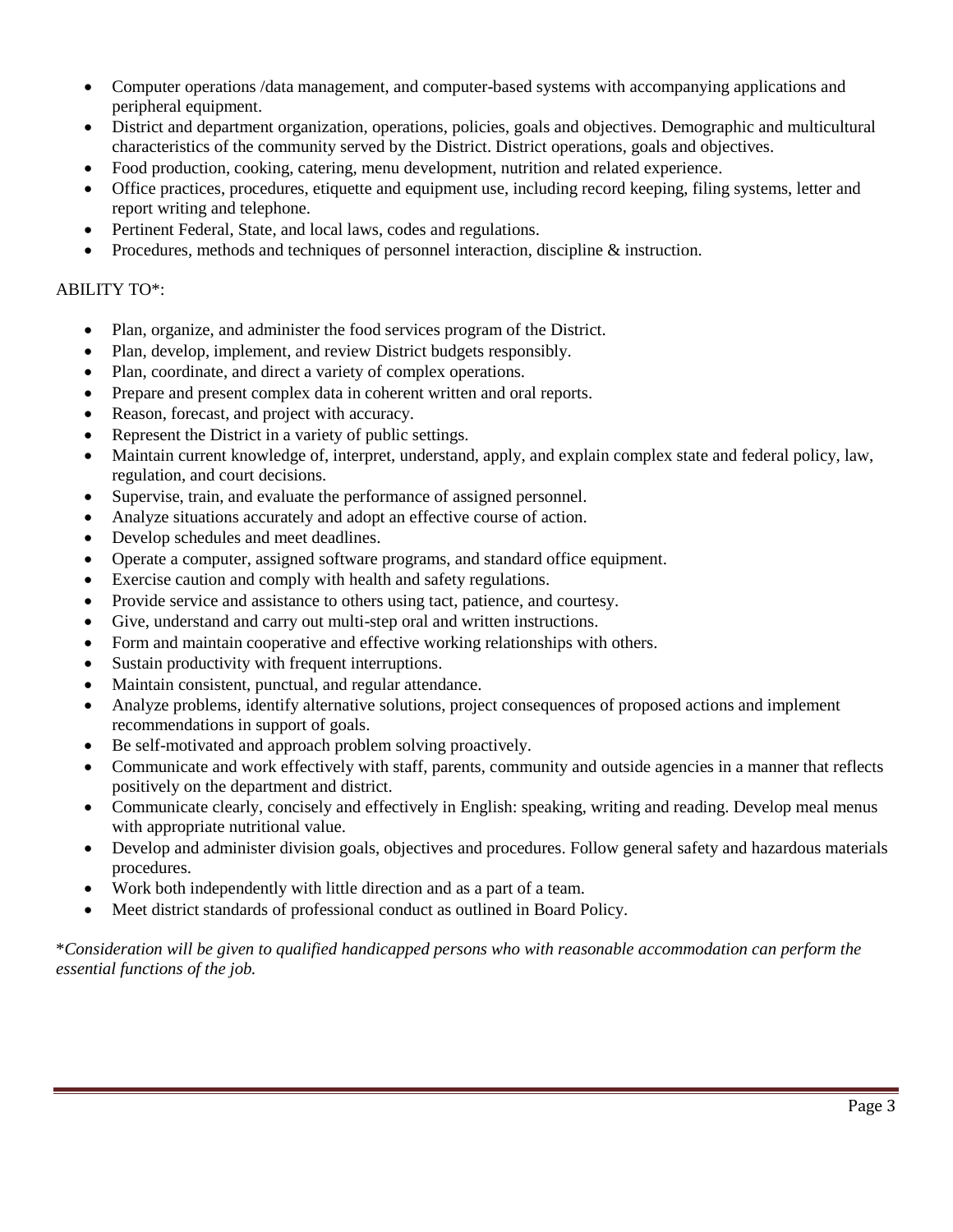- Computer operations /data management, and computer-based systems with accompanying applications and peripheral equipment.
- District and department organization, operations, policies, goals and objectives. Demographic and multicultural characteristics of the community served by the District. District operations, goals and objectives.
- Food production, cooking, catering, menu development, nutrition and related experience.
- Office practices, procedures, etiquette and equipment use, including record keeping, filing systems, letter and report writing and telephone.
- Pertinent Federal, State, and local laws, codes and regulations.
- Procedures, methods and techniques of personnel interaction, discipline & instruction.

ABILITY TO*:

- Plan, organize, and administer the food services program of the District.
- Plan, develop, implement, and review District budgets responsibly.
- Plan, coordinate, and direct a variety of complex operations.
- Prepare and present complex data in coherent written and oral reports.
- Reason, forecast, and project with accuracy.
- Represent the District in a variety of public settings.
- Maintain current knowledge of, interpret, understand, apply, and explain complex state and federal policy, law, regulation, and court decisions.
- Supervise, train, and evaluate the performance of assigned personnel.
- Analyze situations accurately and adopt an effective course of action.
- Develop schedules and meet deadlines.
- Operate a computer, assigned software programs, and standard office equipment.
- Exercise caution and comply with health and safety regulations.
- Provide service and assistance to others using tact, patience, and courtesy.
- Give, understand and carry out multi-step oral and written instructions.
- Form and maintain cooperative and effective working relationships with others.
- Sustain productivity with frequent interruptions.
- Maintain consistent, punctual, and regular attendance.
- Analyze problems, identify alternative solutions, project consequences of proposed actions and implement recommendations in support of goals.
- Be self-motivated and approach problem solving proactively.
- Communicate and work effectively with staff, parents, community and outside agencies in a manner that reflects positively on the department and district.
- Communicate clearly, concisely and effectively in English: speaking, writing and reading. Develop meal menus with appropriate nutritional value.
- Develop and administer division goals, objectives and procedures. Follow general safety and hazardous materials procedures.
- Work both independently with little direction and as a part of a team.
- Meet district standards of professional conduct as outlined in Board Policy.

**Consideration will be given to qualified handicapped persons who with reasonable accommodation can perform the essential functions of the job.*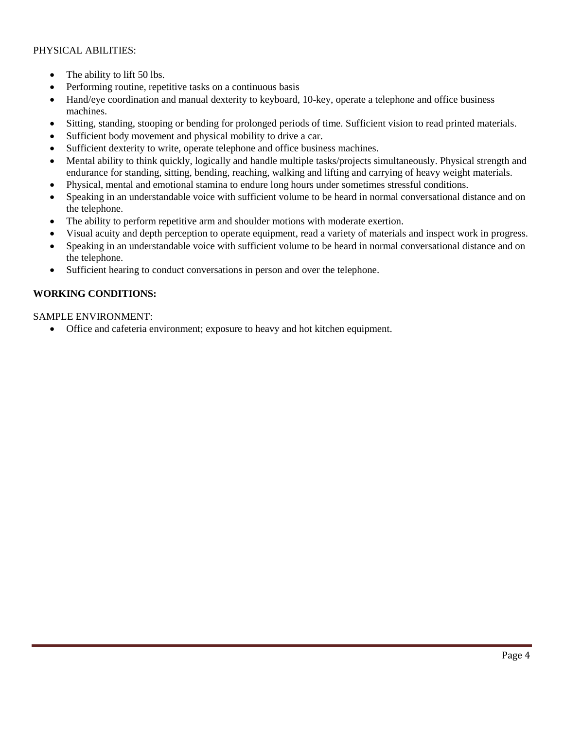PHYSICAL ABILITIES:

- The ability to lift 50 lbs.
- Performing routine, repetitive tasks on a continuous basis
- Hand/eye coordination and manual dexterity to keyboard, 10-key, operate a telephone and office business machines.
- Sitting, standing, stooping or bending for prolonged periods of time. Sufficient vision to read printed materials.
- Sufficient body movement and physical mobility to drive a car.
- Sufficient dexterity to write, operate telephone and office business machines.
- Mental ability to think quickly, logically and handle multiple tasks/projects simultaneously. Physical strength and endurance for standing, sitting, bending, reaching, walking and lifting and carrying of heavy weight materials.
- Physical, mental and emotional stamina to endure long hours under sometimes stressful conditions.
- Speaking in an understandable voice with sufficient volume to be heard in normal conversational distance and on the telephone.
- The ability to perform repetitive arm and shoulder motions with moderate exertion.
- Visual acuity and depth perception to operate equipment, read a variety of materials and inspect work in progress.
- Speaking in an understandable voice with sufficient volume to be heard in normal conversational distance and on the telephone.
- Sufficient hearing to conduct conversations in person and over the telephone.

**WORKING CONDITIONS:**

SAMPLE ENVIRONMENT:

- Office and cafeteria environment; exposure to heavy and hot kitchen equipment.